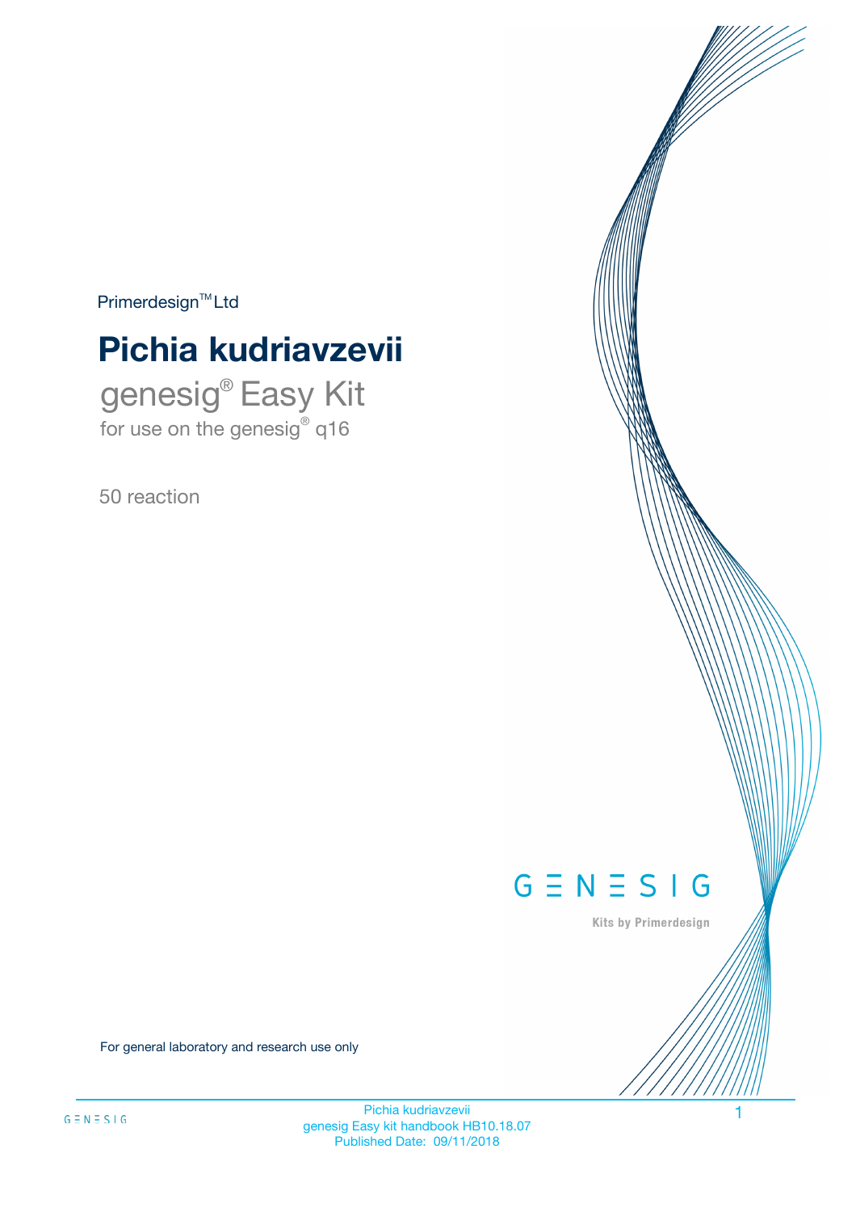Primerdesign™ Ltd

# Pichia kudriavzevii

## genesig® Easy Kit

for use on the genesig® q16

50 reaction

GENESIG

Kits by Primerdesign

For general laboratory and research use only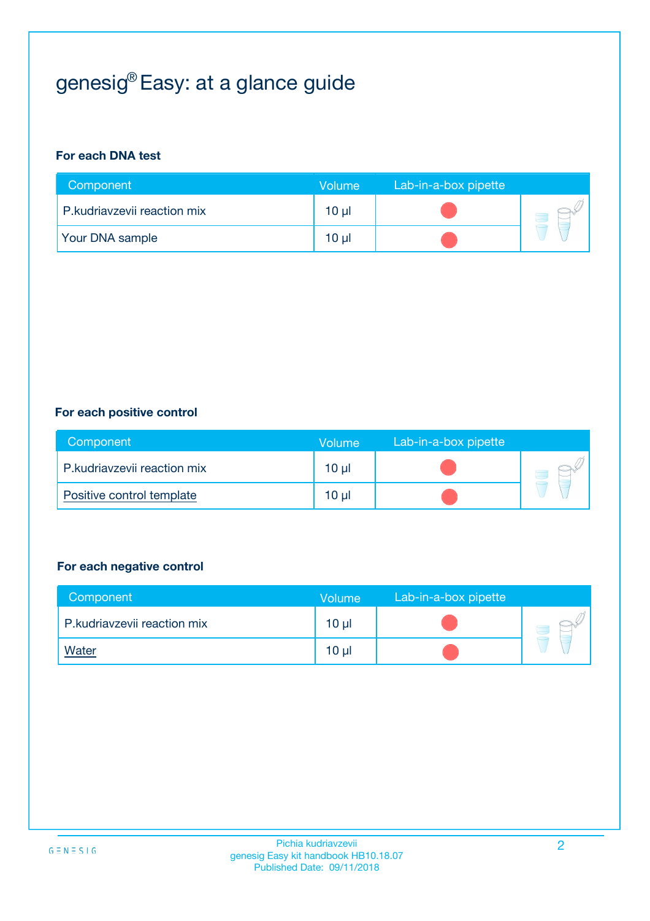# genesig® Easy: at a glance guide

**For each DNA test**

| Component | Volume | Lab-in-a-box pipette |
|---|---|---|
| P.kudriavzevii reaction mix | 10 µl | ● |
| Your DNA sample | 10 µl | ● |

**For each positive control**

| Component | Volume | Lab-in-a-box pipette |
|---|---|---|
| P.kudriavzevii reaction mix | 10 µl | ● |
| Positive control template | 10 µl | ● |

**For each negative control**

| Component | Volume | Lab-in-a-box pipette |
|---|---|---|
| P.kudriavzevii reaction mix | 10 µl | ● |
| Water | 10 µl | ● |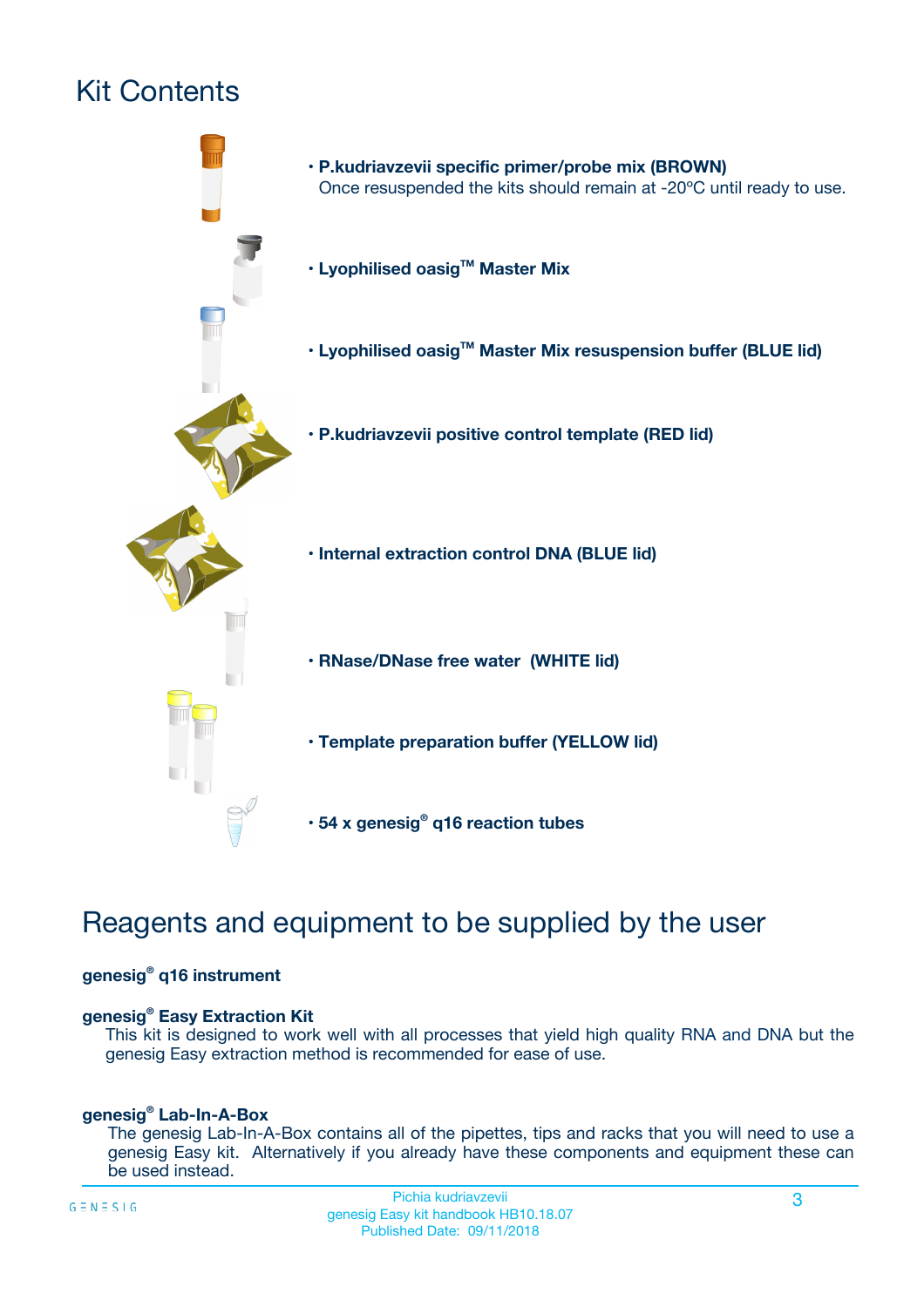# Kit Contents

- **P.kudriavzevii specific primer/probe mix (BROWN)**
  Once resuspended the kits should remain at -20ºC until ready to use.
- **Lyophilised oasig™ Master Mix**
- **Lyophilised oasig™ Master Mix resuspension buffer (BLUE lid)**
- **P.kudriavzevii positive control template (RED lid)**
- **Internal extraction control DNA (BLUE lid)**
- **RNase/DNase free water (WHITE lid)**
- **Template preparation buffer (YELLOW lid)**
- **54 x genesig® q16 reaction tubes**

# Reagents and equipment to be supplied by the user

**genesig® q16 instrument**

**genesig® Easy Extraction Kit**

This kit is designed to work well with all processes that yield high quality RNA and DNA but the genesig Easy extraction method is recommended for ease of use.

**genesig® Lab-In-A-Box**

The genesig Lab-In-A-Box contains all of the pipettes, tips and racks that you will need to use a genesig Easy kit. Alternatively if you already have these components and equipment these can be used instead.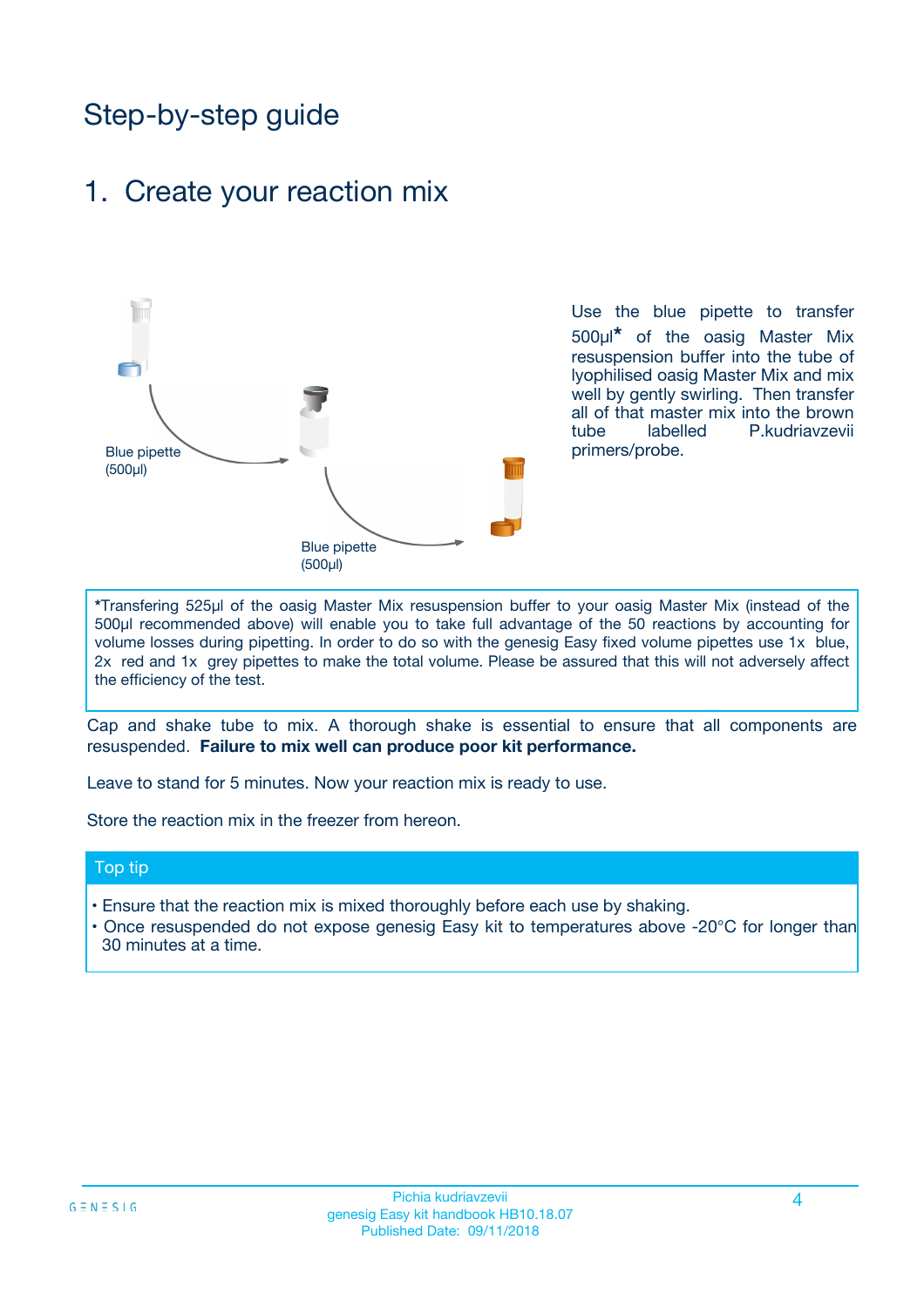# Step-by-step guide

## 1. Create your reaction mix

Blue pipette (500µl)

Blue pipette (500µl)

Use the blue pipette to transfer 500µl* of the oasig Master Mix resuspension buffer into the tube of lyophilised oasig Master Mix and mix well by gently swirling. Then transfer all of that master mix into the brown tube labelled P.kudriavzevii primers/probe.

*Transfering 525µl of the oasig Master Mix resuspension buffer to your oasig Master Mix (instead of the 500µl recommended above) will enable you to take full advantage of the 50 reactions by accounting for volume losses during pipetting. In order to do so with the genesig Easy fixed volume pipettes use 1x blue, 2x red and 1x grey pipettes to make the total volume. Please be assured that this will not adversely affect the efficiency of the test.

Cap and shake tube to mix. A thorough shake is essential to ensure that all components are resuspended. **Failure to mix well can produce poor kit performance.**

Leave to stand for 5 minutes. Now your reaction mix is ready to use.

Store the reaction mix in the freezer from hereon.

### Top tip

- Ensure that the reaction mix is mixed thoroughly before each use by shaking.
- Once resuspended do not expose genesig Easy kit to temperatures above -20°C for longer than 30 minutes at a time.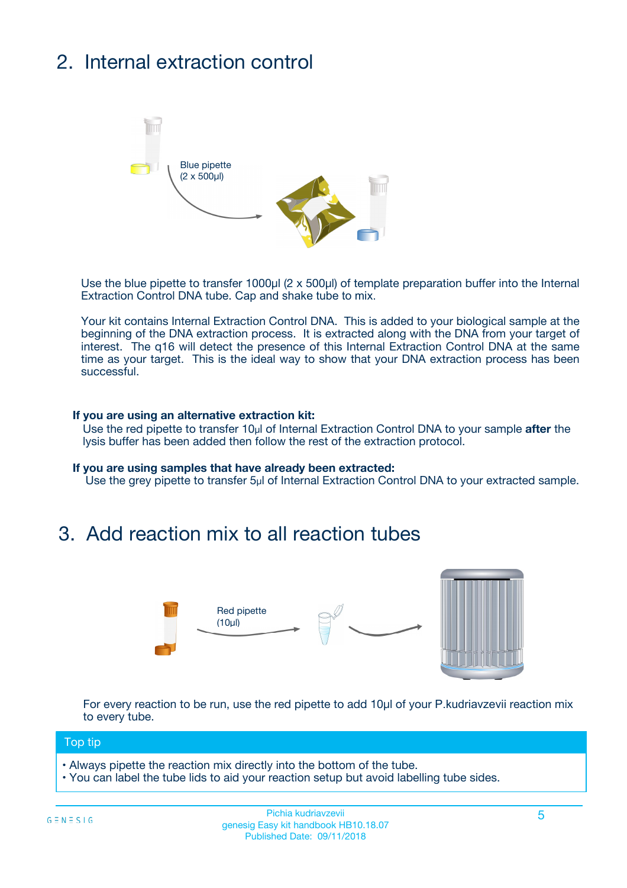## 2. Internal extraction control

Blue pipette
(2 x 500µl)

Use the blue pipette to transfer 1000µl (2 x 500µl) of template preparation buffer into the Internal Extraction Control DNA tube. Cap and shake tube to mix.

Your kit contains Internal Extraction Control DNA. This is added to your biological sample at the beginning of the DNA extraction process. It is extracted along with the DNA from your target of interest. The q16 will detect the presence of this Internal Extraction Control DNA at the same time as your target. This is the ideal way to show that your DNA extraction process has been successful.

**If you are using an alternative extraction kit:**
Use the red pipette to transfer 10µl of Internal Extraction Control DNA to your sample **after** the lysis buffer has been added then follow the rest of the extraction protocol.

**If you are using samples that have already been extracted:**
Use the grey pipette to transfer 5µl of Internal Extraction Control DNA to your extracted sample.

## 3. Add reaction mix to all reaction tubes

Red pipette
(10µl)

For every reaction to be run, use the red pipette to add 10µl of your P.kudriavzevii reaction mix to every tube.

**Top tip**

- Always pipette the reaction mix directly into the bottom of the tube.
- You can label the tube lids to aid your reaction setup but avoid labelling tube sides.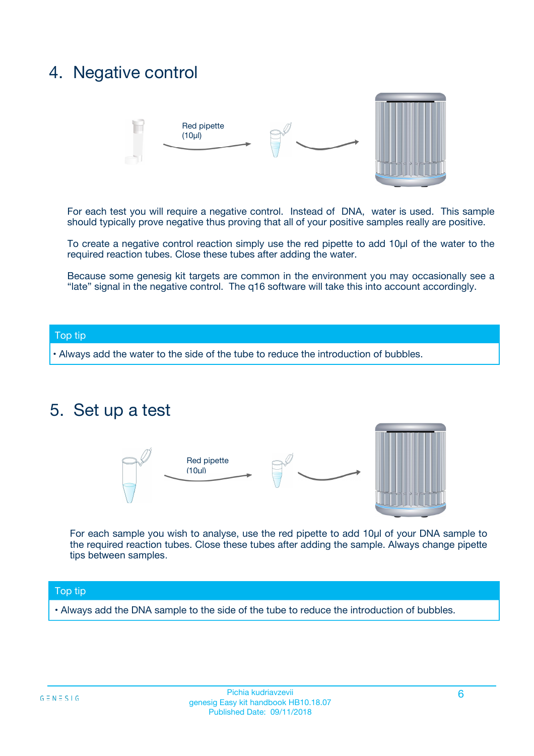# 4. Negative control

Red pipette (10µl)

For each test you will require a negative control. Instead of DNA, water is used. This sample should typically prove negative thus proving that all of your positive samples really are positive.

To create a negative control reaction simply use the red pipette to add 10µl of the water to the required reaction tubes. Close these tubes after adding the water.

Because some genesig kit targets are common in the environment you may occasionally see a "late" signal in the negative control. The q16 software will take this into account accordingly.

**Top tip**

• Always add the water to the side of the tube to reduce the introduction of bubbles.

# 5. Set up a test

Red pipette (10µl)

For each sample you wish to analyse, use the red pipette to add 10µl of your DNA sample to the required reaction tubes. Close these tubes after adding the sample. Always change pipette tips between samples.

**Top tip**

• Always add the DNA sample to the side of the tube to reduce the introduction of bubbles.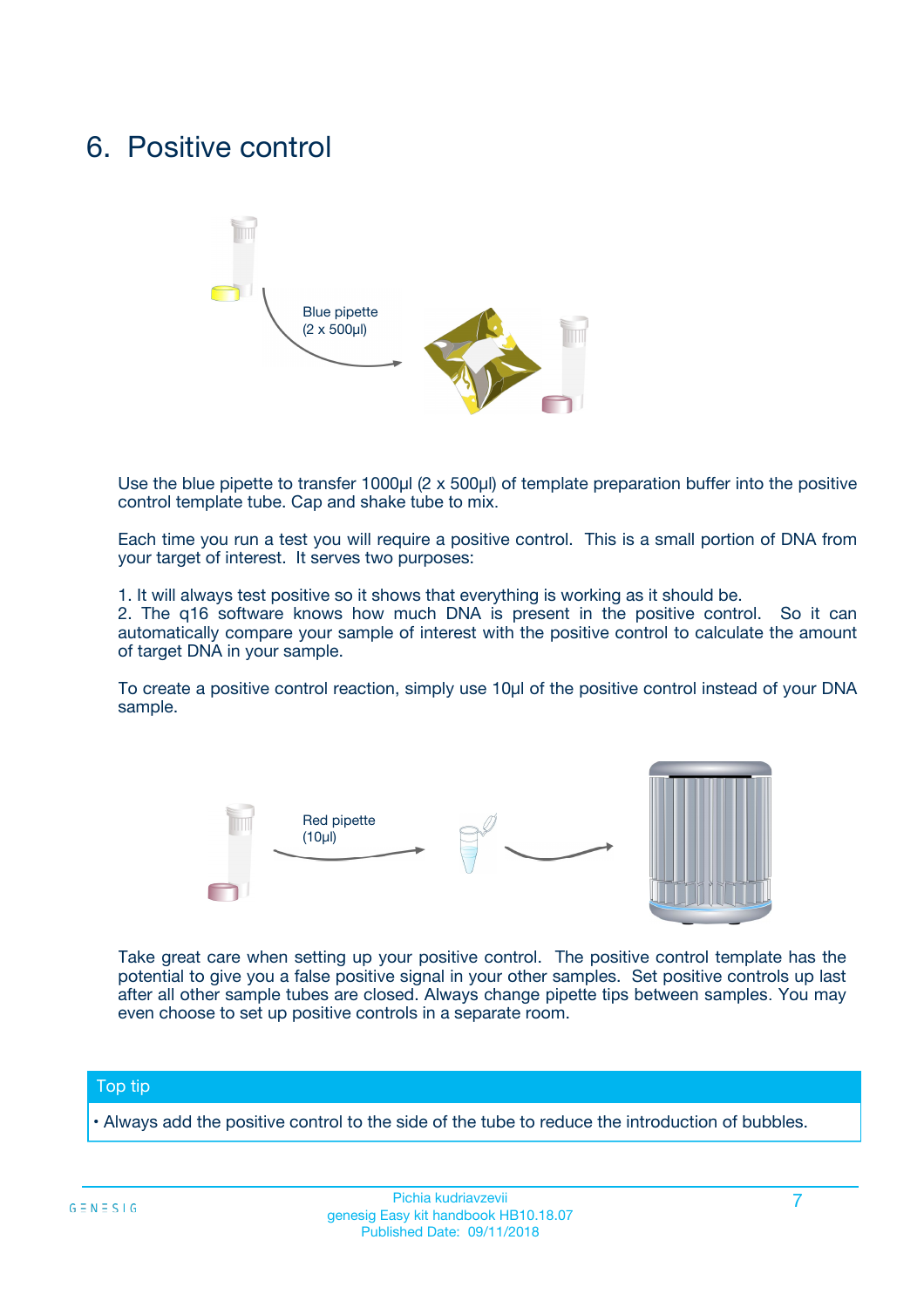# 6. Positive control

Blue pipette (2 x 500µl)

Use the blue pipette to transfer 1000µl (2 x 500µl) of template preparation buffer into the positive control template tube. Cap and shake tube to mix.

Each time you run a test you will require a positive control. This is a small portion of DNA from your target of interest. It serves two purposes:

1. It will always test positive so it shows that everything is working as it should be.
2. The q16 software knows how much DNA is present in the positive control. So it can automatically compare your sample of interest with the positive control to calculate the amount of target DNA in your sample.

To create a positive control reaction, simply use 10µl of the positive control instead of your DNA sample.

Red pipette (10µl)

Take great care when setting up your positive control. The positive control template has the potential to give you a false positive signal in your other samples. Set positive controls up last after all other sample tubes are closed. Always change pipette tips between samples. You may even choose to set up positive controls in a separate room.

## Top tip

- Always add the positive control to the side of the tube to reduce the introduction of bubbles.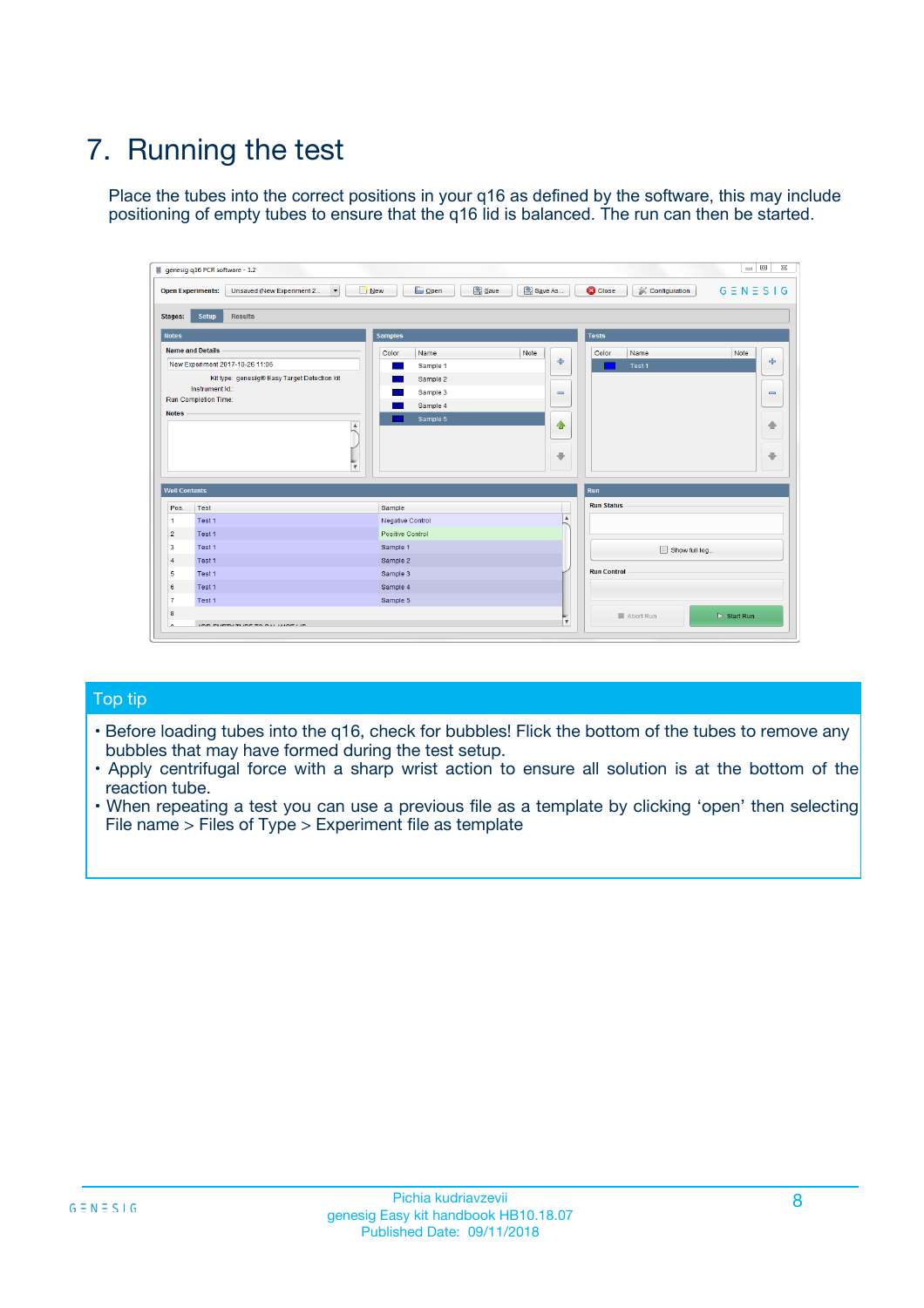# 7. Running the test

Place the tubes into the correct positions in your q16 as defined by the software, this may include positioning of empty tubes to ensure that the q16 lid is balanced. The run can then be started.

## Top tip

- Before loading tubes into the q16, check for bubbles! Flick the bottom of the tubes to remove any bubbles that may have formed during the test setup.
- Apply centrifugal force with a sharp wrist action to ensure all solution is at the bottom of the reaction tube.
- When repeating a test you can use a previous file as a template by clicking 'open' then selecting File name > Files of Type > Experiment file as template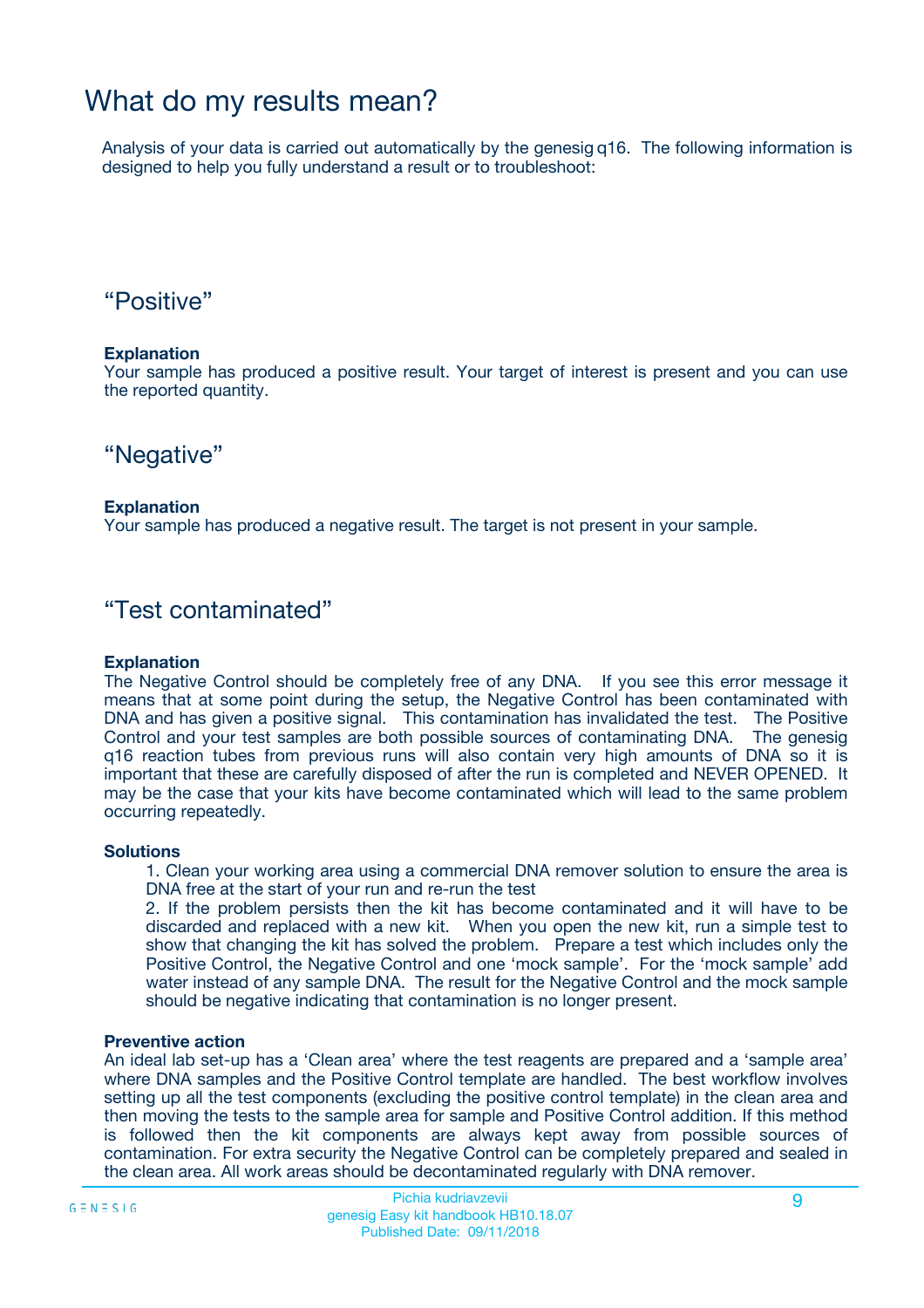# What do my results mean?

Analysis of your data is carried out automatically by the genesig q16. The following information is designed to help you fully understand a result or to troubleshoot:

## “Positive”

**Explanation**

Your sample has produced a positive result. Your target of interest is present and you can use the reported quantity.

## “Negative”

**Explanation**

Your sample has produced a negative result. The target is not present in your sample.

## “Test contaminated”

**Explanation**

The Negative Control should be completely free of any DNA. If you see this error message it means that at some point during the setup, the Negative Control has been contaminated with DNA and has given a positive signal. This contamination has invalidated the test. The Positive Control and your test samples are both possible sources of contaminating DNA. The genesig q16 reaction tubes from previous runs will also contain very high amounts of DNA so it is important that these are carefully disposed of after the run is completed and NEVER OPENED. It may be the case that your kits have become contaminated which will lead to the same problem occurring repeatedly.

**Solutions**

1. Clean your working area using a commercial DNA remover solution to ensure the area is DNA free at the start of your run and re-run the test
2. If the problem persists then the kit has become contaminated and it will have to be discarded and replaced with a new kit. When you open the new kit, run a simple test to show that changing the kit has solved the problem. Prepare a test which includes only the Positive Control, the Negative Control and one ‘mock sample’. For the ‘mock sample’ add water instead of any sample DNA. The result for the Negative Control and the mock sample should be negative indicating that contamination is no longer present.

**Preventive action**

An ideal lab set-up has a ‘Clean area’ where the test reagents are prepared and a ‘sample area’ where DNA samples and the Positive Control template are handled. The best workflow involves setting up all the test components (excluding the positive control template) in the clean area and then moving the tests to the sample area for sample and Positive Control addition. If this method is followed then the kit components are always kept away from possible sources of contamination. For extra security the Negative Control can be completely prepared and sealed in the clean area. All work areas should be decontaminated regularly with DNA remover.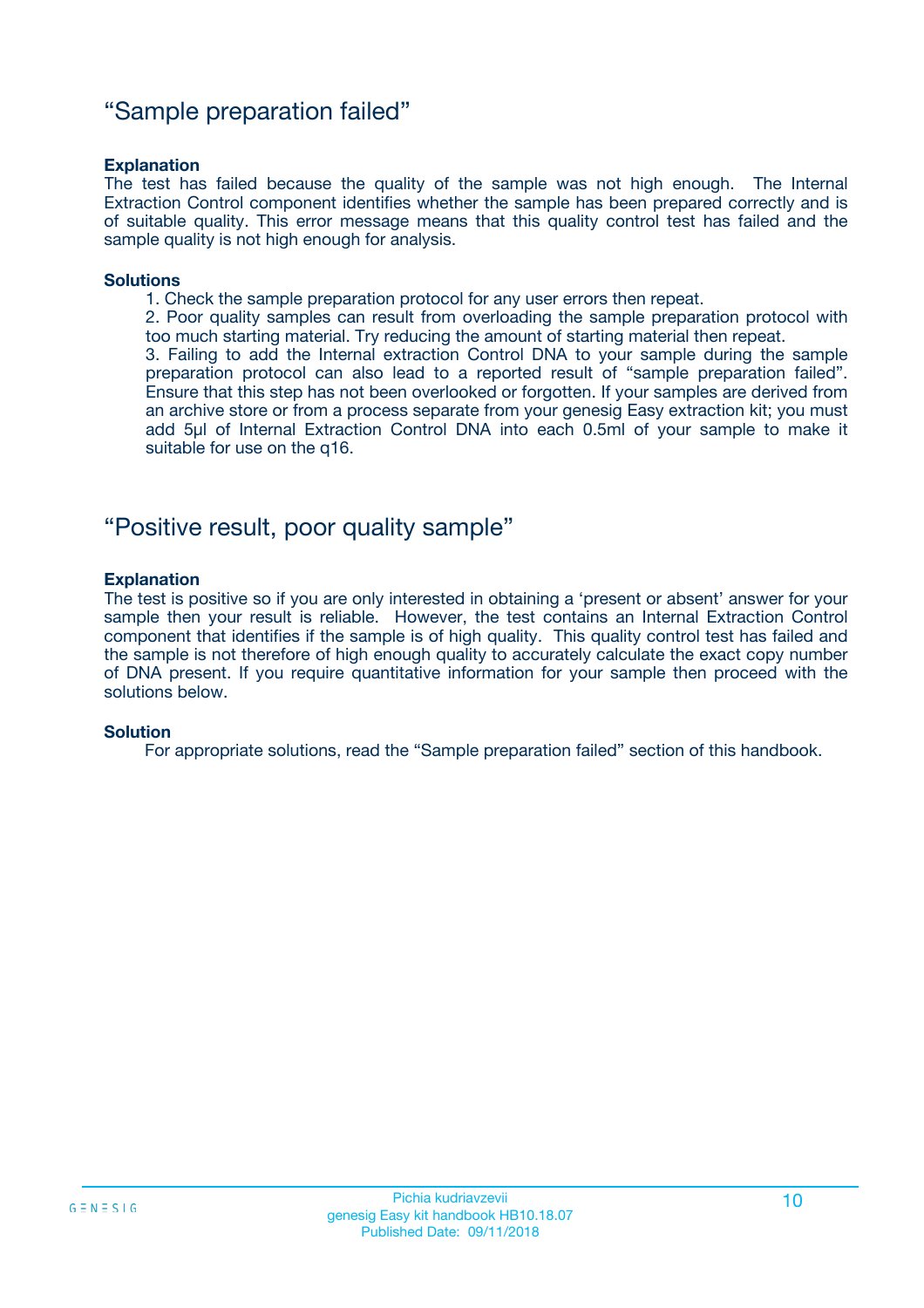## “Sample preparation failed”

**Explanation**

The test has failed because the quality of the sample was not high enough. The Internal Extraction Control component identifies whether the sample has been prepared correctly and is of suitable quality. This error message means that this quality control test has failed and the sample quality is not high enough for analysis.

**Solutions**

1. Check the sample preparation protocol for any user errors then repeat.
2. Poor quality samples can result from overloading the sample preparation protocol with too much starting material. Try reducing the amount of starting material then repeat.
3. Failing to add the Internal extraction Control DNA to your sample during the sample preparation protocol can also lead to a reported result of “sample preparation failed”. Ensure that this step has not been overlooked or forgotten. If your samples are derived from an archive store or from a process separate from your genesig Easy extraction kit; you must add 5µl of Internal Extraction Control DNA into each 0.5ml of your sample to make it suitable for use on the q16.

## “Positive result, poor quality sample”

**Explanation**

The test is positive so if you are only interested in obtaining a ‘present or absent’ answer for your sample then your result is reliable. However, the test contains an Internal Extraction Control component that identifies if the sample is of high quality. This quality control test has failed and the sample is not therefore of high enough quality to accurately calculate the exact copy number of DNA present. If you require quantitative information for your sample then proceed with the solutions below.

**Solution**

For appropriate solutions, read the “Sample preparation failed” section of this handbook.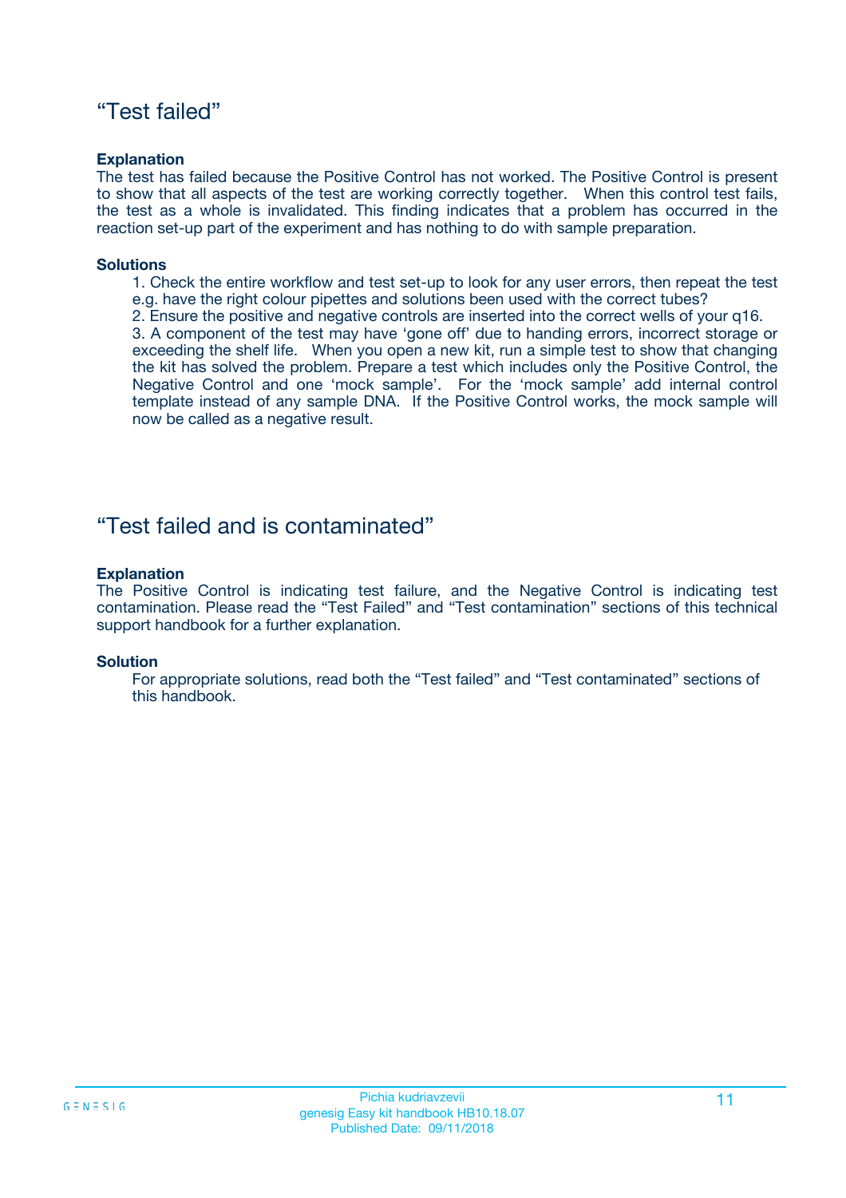## "Test failed"

**Explanation**

The test has failed because the Positive Control has not worked. The Positive Control is present to show that all aspects of the test are working correctly together. When this control test fails, the test as a whole is invalidated. This finding indicates that a problem has occurred in the reaction set-up part of the experiment and has nothing to do with sample preparation.

**Solutions**

1. Check the entire workflow and test set-up to look for any user errors, then repeat the test e.g. have the right colour pipettes and solutions been used with the correct tubes?
2. Ensure the positive and negative controls are inserted into the correct wells of your q16.
3. A component of the test may have 'gone off' due to handing errors, incorrect storage or exceeding the shelf life. When you open a new kit, run a simple test to show that changing the kit has solved the problem. Prepare a test which includes only the Positive Control, the Negative Control and one 'mock sample'. For the 'mock sample' add internal control template instead of any sample DNA. If the Positive Control works, the mock sample will now be called as a negative result.

## "Test failed and is contaminated"

**Explanation**

The Positive Control is indicating test failure, and the Negative Control is indicating test contamination. Please read the "Test Failed" and "Test contamination" sections of this technical support handbook for a further explanation.

**Solution**

For appropriate solutions, read both the "Test failed" and "Test contaminated" sections of this handbook.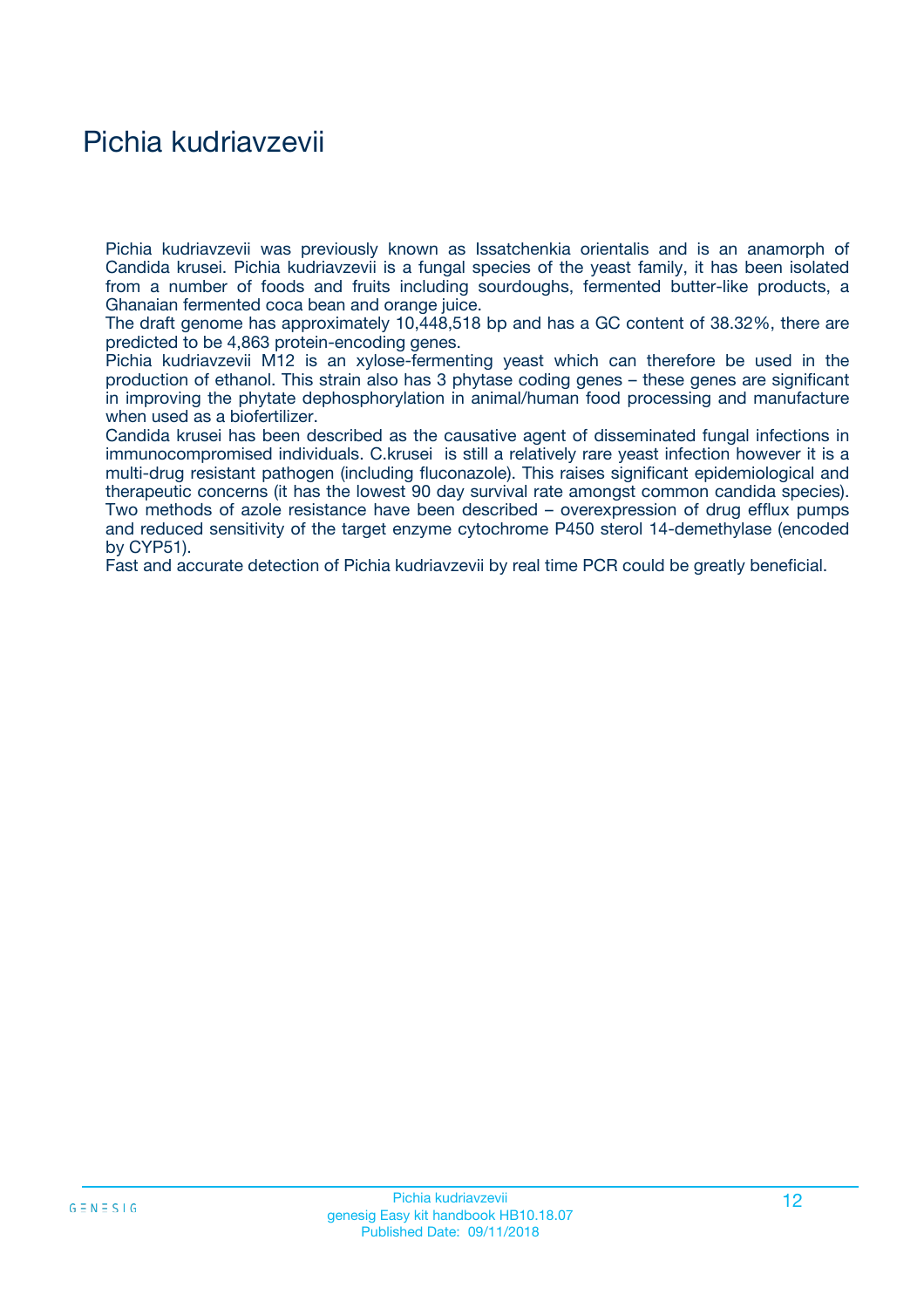# Pichia kudriavzevii

Pichia kudriavzevii was previously known as Issatchenkia orientalis and is an anamorph of Candida krusei. Pichia kudriavzevii is a fungal species of the yeast family, it has been isolated from a number of foods and fruits including sourdoughs, fermented butter-like products, a Ghanaian fermented coca bean and orange juice.

The draft genome has approximately 10,448,518 bp and has a GC content of 38.32%, there are predicted to be 4,863 protein-encoding genes.

Pichia kudriavzevii M12 is an xylose-fermenting yeast which can therefore be used in the production of ethanol. This strain also has 3 phytase coding genes – these genes are significant in improving the phytate dephosphorylation in animal/human food processing and manufacture when used as a biofertilizer.

Candida krusei has been described as the causative agent of disseminated fungal infections in immunocompromised individuals. C.krusei is still a relatively rare yeast infection however it is a multi-drug resistant pathogen (including fluconazole). This raises significant epidemiological and therapeutic concerns (it has the lowest 90 day survival rate amongst common candida species). Two methods of azole resistance have been described – overexpression of drug efflux pumps and reduced sensitivity of the target enzyme cytochrome P450 sterol 14-demethylase (encoded by CYP51).

Fast and accurate detection of Pichia kudriavzevii by real time PCR could be greatly beneficial.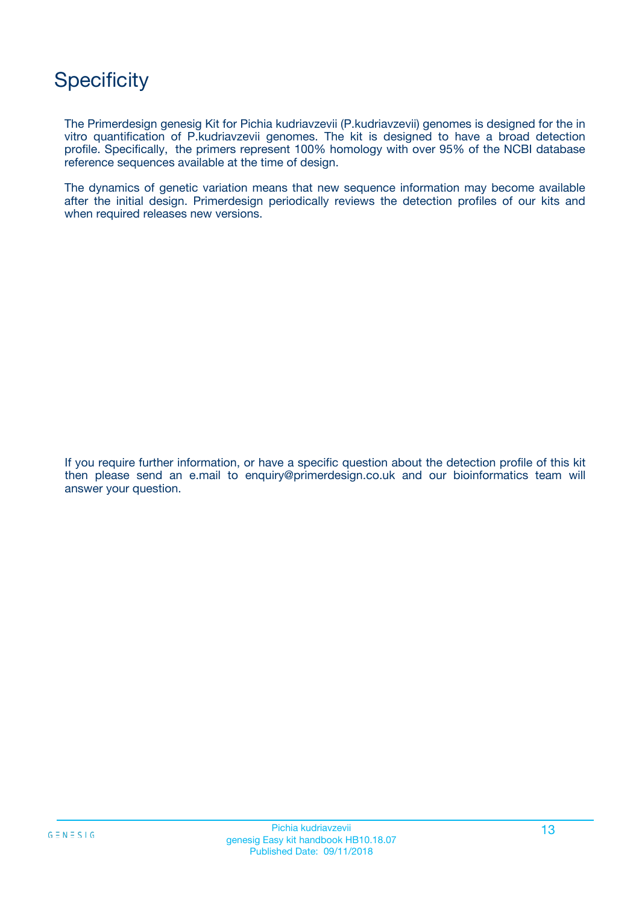# Specificity

The Primerdesign genesig Kit for Pichia kudriavzevii (P.kudriavzevii) genomes is designed for the in vitro quantification of P.kudriavzevii genomes. The kit is designed to have a broad detection profile. Specifically, the primers represent 100% homology with over 95% of the NCBI database reference sequences available at the time of design.

The dynamics of genetic variation means that new sequence information may become available after the initial design. Primerdesign periodically reviews the detection profiles of our kits and when required releases new versions.

If you require further information, or have a specific question about the detection profile of this kit then please send an e.mail to enquiry@primerdesign.co.uk and our bioinformatics team will answer your question.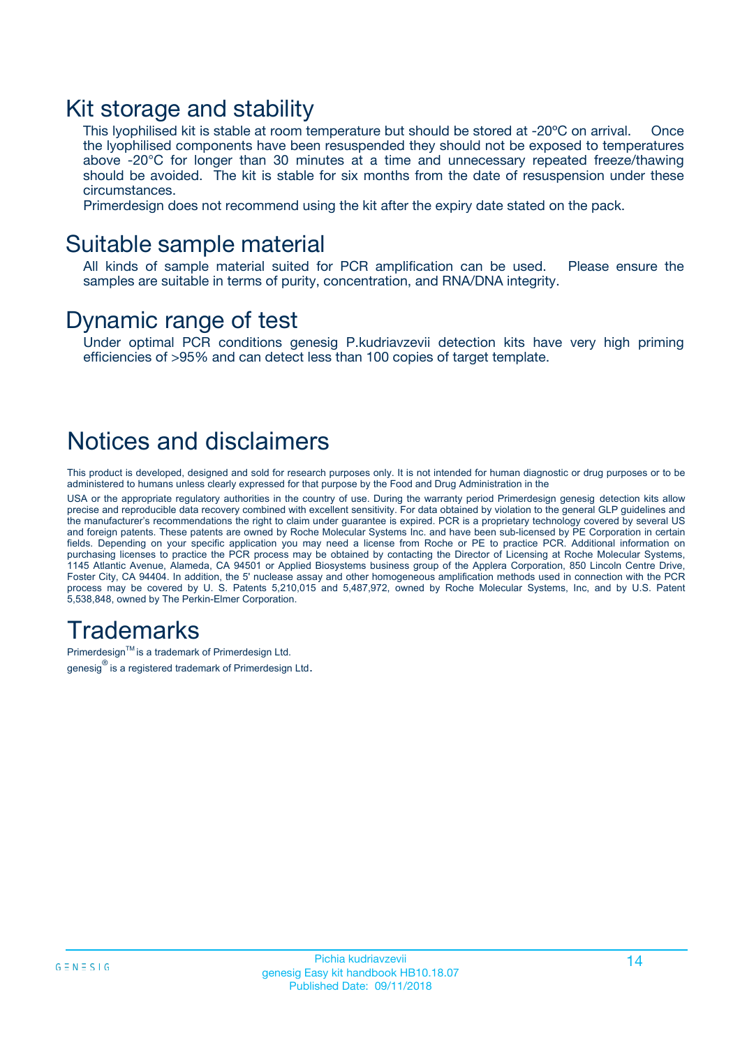## Kit storage and stability

This lyophilised kit is stable at room temperature but should be stored at -20ºC on arrival. Once the lyophilised components have been resuspended they should not be exposed to temperatures above -20°C for longer than 30 minutes at a time and unnecessary repeated freeze/thawing should be avoided. The kit is stable for six months from the date of resuspension under these circumstances.

Primerdesign does not recommend using the kit after the expiry date stated on the pack.

## Suitable sample material

All kinds of sample material suited for PCR amplification can be used. Please ensure the samples are suitable in terms of purity, concentration, and RNA/DNA integrity.

## Dynamic range of test

Under optimal PCR conditions genesig P.kudriavzevii detection kits have very high priming efficiencies of >95% and can detect less than 100 copies of target template.

# Notices and disclaimers

This product is developed, designed and sold for research purposes only. It is not intended for human diagnostic or drug purposes or to be administered to humans unless clearly expressed for that purpose by the Food and Drug Administration in the

USA or the appropriate regulatory authorities in the country of use. During the warranty period Primerdesign genesig detection kits allow precise and reproducible data recovery combined with excellent sensitivity. For data obtained by violation to the general GLP guidelines and the manufacturer's recommendations the right to claim under guarantee is expired. PCR is a proprietary technology covered by several US and foreign patents. These patents are owned by Roche Molecular Systems Inc. and have been sub-licensed by PE Corporation in certain fields. Depending on your specific application you may need a license from Roche or PE to practice PCR. Additional information on purchasing licenses to practice the PCR process may be obtained by contacting the Director of Licensing at Roche Molecular Systems, 1145 Atlantic Avenue, Alameda, CA 94501 or Applied Biosystems business group of the Applera Corporation, 850 Lincoln Centre Drive, Foster City, CA 94404. In addition, the 5' nuclease assay and other homogeneous amplification methods used in connection with the PCR process may be covered by U. S. Patents 5,210,015 and 5,487,972, owned by Roche Molecular Systems, Inc, and by U.S. Patent 5,538,848, owned by The Perkin-Elmer Corporation.

# Trademarks

Primerdesign™ is a trademark of Primerdesign Ltd.

genesig® is a registered trademark of Primerdesign Ltd.